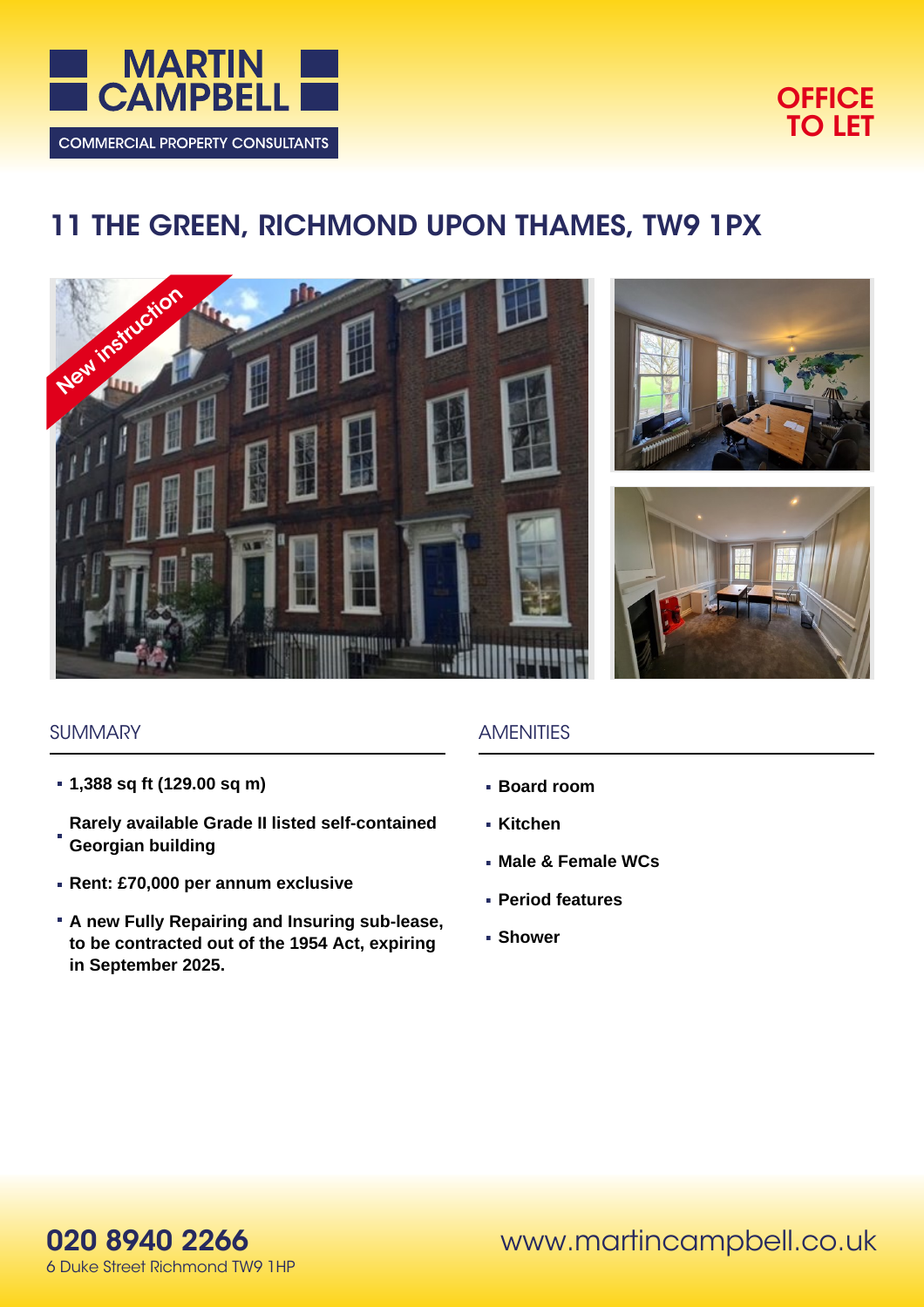MARTIN CAMPBELL

COMMERCIAL PROPERTY CONSULTANTS

**OFFICE TO LET**

# 11 THE GREEN, RICHMOND UPON THAMES, TW9 1PX

New instruction

## SUMMARY

- **1,388 sq ft (129.00 sq m)**
- **Rarely available Grade II listed self-contained Georgian building**
- **Rent: £70,000 per annum exclusive**
- **A new Fully Repairing and Insuring sub-lease, to be contracted out of the 1954 Act, expiring in September 2025.**

## AMENITIES

- **Board room**
- **Kitchen**
- **Male & Female WCs**
- **Period features**
- **Shower**

**020 8940 2266**
6 Duke Street Richmond TW9 1HP

www.martincampbell.co.uk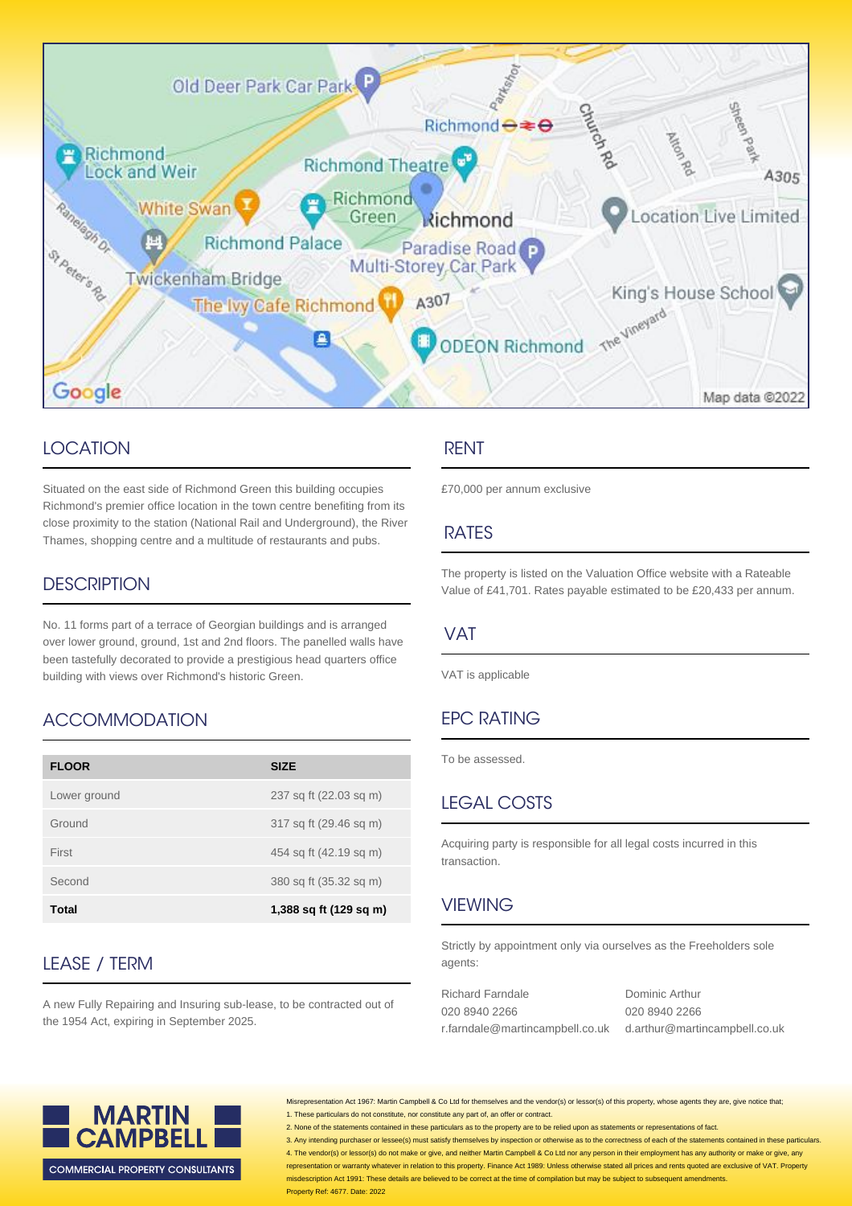## LOCATION

Situated on the east side of Richmond Green this building occupies Richmond's premier office location in the town centre benefiting from its close proximity to the station (National Rail and Underground), the River Thames, shopping centre and a multitude of restaurants and pubs.

## DESCRIPTION

No. 11 forms part of a terrace of Georgian buildings and is arranged over lower ground, ground, 1st and 2nd floors. The panelled walls have been tastefully decorated to provide a prestigious head quarters office building with views over Richmond's historic Green.

## ACCOMMODATION

| FLOOR | SIZE |
|---|---|
| Lower ground | 237 sq ft (22.03 sq m) |
| Ground | 317 sq ft (29.46 sq m) |
| First | 454 sq ft (42.19 sq m) |
| Second | 380 sq ft (35.32 sq m) |
| **Total** | **1,388 sq ft (129 sq m)** |

## LEASE / TERM

A new Fully Repairing and Insuring sub-lease, to be contracted out of the 1954 Act, expiring in September 2025.

## RENT

£70,000 per annum exclusive

## RATES

The property is listed on the Valuation Office website with a Rateable Value of £41,701. Rates payable estimated to be £20,433 per annum.

## VAT

VAT is applicable

## EPC RATING

To be assessed.

## LEGAL COSTS

Acquiring party is responsible for all legal costs incurred in this transaction.

## VIEWING

Strictly by appointment only via ourselves as the Freeholders sole agents:

Richard Farndale
020 8940 2266
r.farndale@martincampbell.co.uk

Dominic Arthur
020 8940 2266
d.arthur@martincampbell.co.uk

MARTIN CAMPBELL
COMMERCIAL PROPERTY CONSULTANTS

Misrepresentation Act 1967: Martin Campbell & Co Ltd for themselves and the vendor(s) or lessor(s) of this property, whose agents they are, give notice that;
1. These particulars do not constitute, nor constitute any part of, an offer or contract.
2. None of the statements contained in these particulars as to the property are to be relied upon as statements or representations of fact.
3. Any intending purchaser or lessee(s) must satisfy themselves by inspection or otherwise as to the correctness of each of the statements contained in these particulars.
4. The vendor(s) or lessor(s) do not make or give, and neither Martin Campbell & Co Ltd nor any person in their employment has any authority or make or give, any representation or warranty whatever in relation to this property. Finance Act 1989: Unless otherwise stated all prices and rents quoted are exclusive of VAT. Property misdescription Act 1991: These details are believed to be correct at the time of compilation but may be subject to subsequent amendments.
Property Ref: 4677. Date: 2022